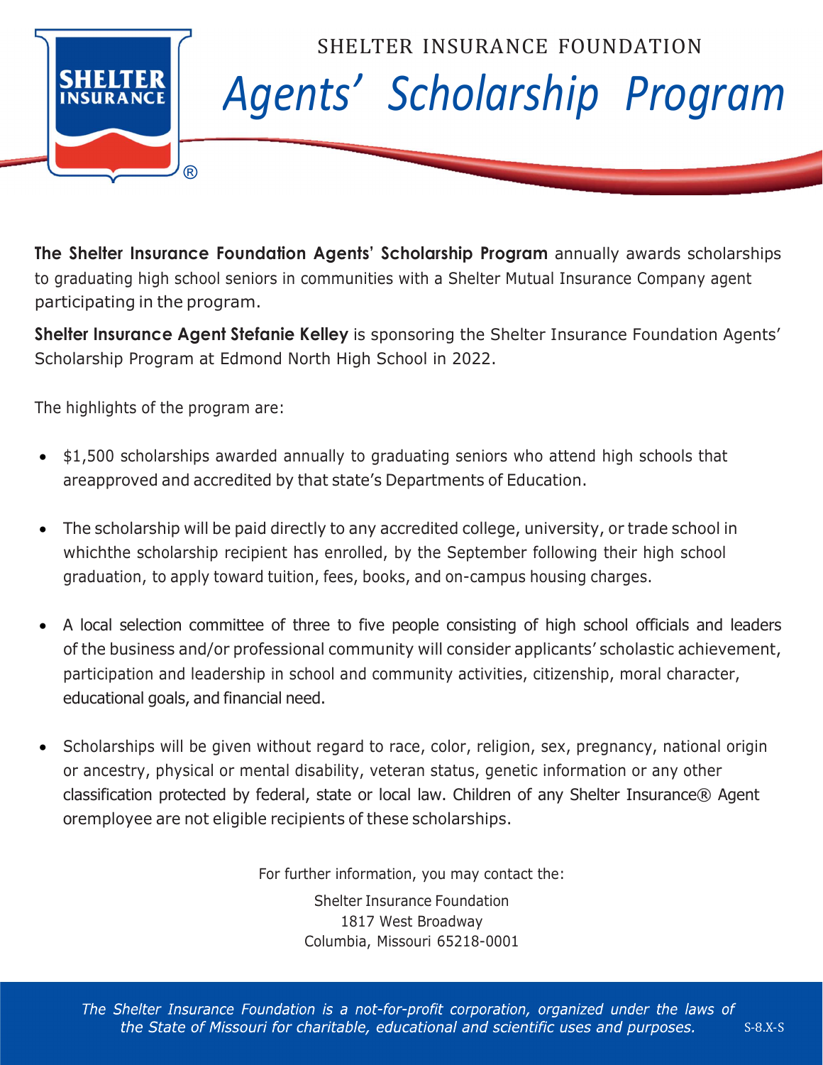SHELTER INSURANCE FOUNDATION

# *Agents' Scholarship Program*

**The Shelter Insurance Foundation Agents' Scholarship Program** annually awards scholarships to graduating high school seniors in communities with a Shelter Mutual Insurance Company agent participating in the program.

**Shelter Insurance Agent Stefanie Kelley** is sponsoring the Shelter Insurance Foundation Agents' Scholarship Program at Edmond North High School in 2022.

The highlights of the program are:

- $1,500 scholarships awarded annually to graduating seniors who attend high schools that areapproved and accredited by that state's Departments of Education.
- The scholarship will be paid directly to any accredited college, university, or trade school in whichthe scholarship recipient has enrolled, by the September following their high school graduation, to apply toward tuition, fees, books, and on-campus housing charges.
- A local selection committee of three to five people consisting of high school officials and leaders of the business and/or professional community will consider applicants' scholastic achievement, participation and leadership in school and community activities, citizenship, moral character, educational goals, and financial need.
- Scholarships will be given without regard to race, color, religion, sex, pregnancy, national origin or ancestry, physical or mental disability, veteran status, genetic information or any other classification protected by federal, state or local law. Children of any Shelter Insurance® Agent oremployee are not eligible recipients of these scholarships.

For further information, you may contact the:

Shelter Insurance Foundation
1817 West Broadway
Columbia, Missouri 65218-0001

*The Shelter Insurance Foundation is a not-for-profit corporation, organized under the laws of the State of Missouri for charitable, educational and scientific uses and purposes.*

S-8.X-S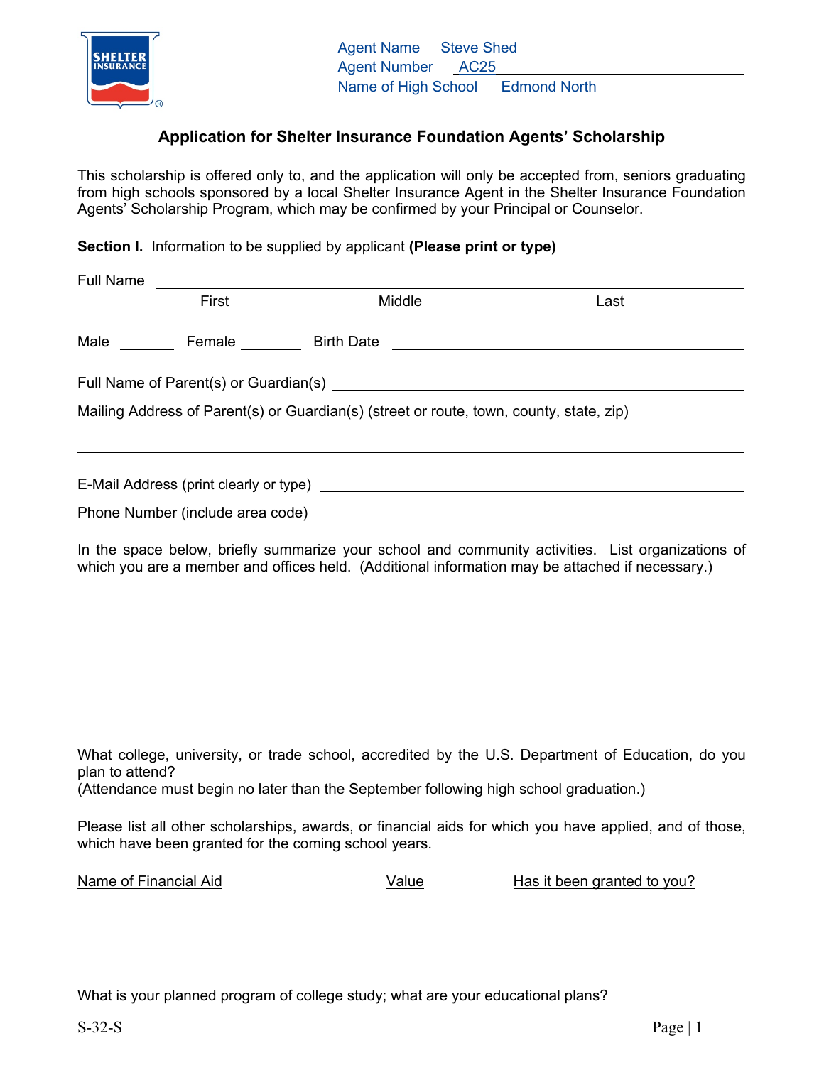Agent Name Steve Shed
Agent Number AC25
Name of High School Edmond North

## Application for Shelter Insurance Foundation Agents' Scholarship

This scholarship is offered only to, and the application will only be accepted from, seniors graduating from high schools sponsored by a local Shelter Insurance Agent in the Shelter Insurance Foundation Agents' Scholarship Program, which may be confirmed by your Principal or Counselor.

**Section I.** Information to be supplied by applicant **(Please print or type)**

Full Name ______________________________________________
First Middle Last

Male ______ Female ______ Birth Date ______________________

Full Name of Parent(s) or Guardian(s) ______________________

Mailing Address of Parent(s) or Guardian(s) (street or route, town, county, state, zip)

______________________________________________

E-Mail Address (print clearly or type) ______________________

Phone Number (include area code) ______________________

In the space below, briefly summarize your school and community activities. List organizations of which you are a member and offices held. (Additional information may be attached if necessary.)

What college, university, or trade school, accredited by the U.S. Department of Education, do you plan to attend?______________________
(Attendance must begin no later than the September following high school graduation.)

Please list all other scholarships, awards, or financial aids for which you have applied, and of those, which have been granted for the coming school years.

| Name of Financial Aid | Value | Has it been granted to you? |
|---|---|---|
| | | |

What is your planned program of college study; what are your educational plans?

S-32-S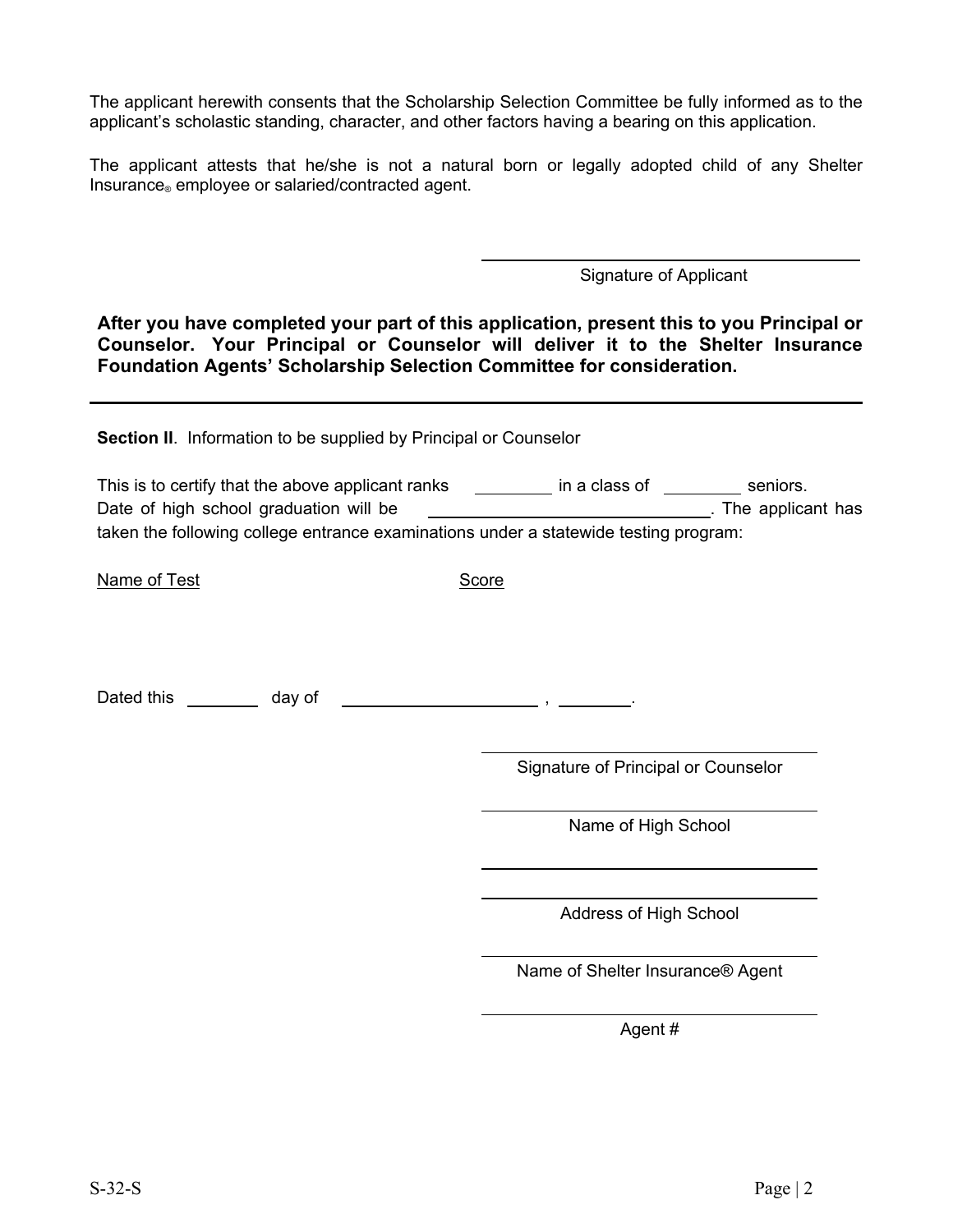The applicant herewith consents that the Scholarship Selection Committee be fully informed as to the applicant's scholastic standing, character, and other factors having a bearing on this application.

The applicant attests that he/she is not a natural born or legally adopted child of any Shelter Insurance® employee or salaried/contracted agent.

\_\_\_\_\_\_\_\_\_\_\_\_\_\_\_\_\_\_\_\_\_\_\_\_\_\_\_\_\_\_\_\_\_\_\_\_\_\_
Signature of Applicant

**After you have completed your part of this application, present this to you Principal or Counselor. Your Principal or Counselor will deliver it to the Shelter Insurance Foundation Agents' Scholarship Selection Committee for consideration.**

---

**Section II**. Information to be supplied by Principal or Counselor

This is to certify that the above applicant ranks \_\_\_\_\_\_\_\_ in a class of \_\_\_\_\_\_\_\_ seniors. Date of high school graduation will be \_\_\_\_\_\_\_\_\_\_\_\_\_\_\_\_\_\_\_\_\_\_\_\_\_\_\_\_\_\_. The applicant has taken the following college entrance examinations under a statewide testing program:

Name of Test                Score

Dated this \_\_\_\_\_\_\_\_ day of \_\_\_\_\_\_\_\_\_\_\_\_\_\_\_\_\_\_\_\_\_\_ , \_\_\_\_\_\_\_\_.

\_\_\_\_\_\_\_\_\_\_\_\_\_\_\_\_\_\_\_\_\_\_\_\_\_\_\_\_\_\_\_\_\_\_\_\_\_\_
Signature of Principal or Counselor

\_\_\_\_\_\_\_\_\_\_\_\_\_\_\_\_\_\_\_\_\_\_\_\_\_\_\_\_\_\_\_\_\_\_\_\_\_\_
Name of High School

\_\_\_\_\_\_\_\_\_\_\_\_\_\_\_\_\_\_\_\_\_\_\_\_\_\_\_\_\_\_\_\_\_\_\_\_\_\_
\_\_\_\_\_\_\_\_\_\_\_\_\_\_\_\_\_\_\_\_\_\_\_\_\_\_\_\_\_\_\_\_\_\_\_\_\_\_
Address of High School

\_\_\_\_\_\_\_\_\_\_\_\_\_\_\_\_\_\_\_\_\_\_\_\_\_\_\_\_\_\_\_\_\_\_\_\_\_\_
Name of Shelter Insurance® Agent

\_\_\_\_\_\_\_\_\_\_\_\_\_\_\_\_\_\_\_\_\_\_\_\_\_\_\_\_\_\_\_\_\_\_\_\_\_\_
Agent #

S-32-S